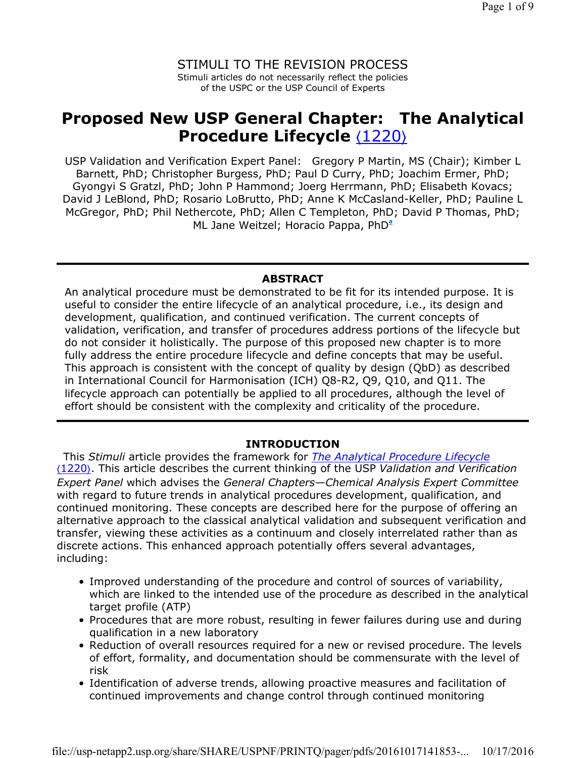STIMULI TO THE REVISION PROCESS

Stimuli articles do not necessarily reflect the policies of the USPC or the USP Council of Experts

# Proposed New USP General Chapter: The Analytical Procedure Lifecycle ⟨1220⟩

USP Validation and Verification Expert Panel: Gregory P Martin, MS (Chair); Kimber L Barnett, PhD; Christopher Burgess, PhD; Paul D Curry, PhD; Joachim Ermer, PhD; Gyongyi S Gratzl, PhD; John P Hammond; Joerg Herrmann, PhD; Elisabeth Kovacs; David J LeBlond, PhD; Rosario LoBrutto, PhD; Anne K McCasland-Keller, PhD; Pauline L McGregor, PhD; Phil Nethercote, PhD; Allen C Templeton, PhD; David P Thomas, PhD; ML Jane Weitzel; Horacio Pappa, PhD[a]

---

## ABSTRACT

An analytical procedure must be demonstrated to be fit for its intended purpose. It is useful to consider the entire lifecycle of an analytical procedure, i.e., its design and development, qualification, and continued verification. The current concepts of validation, verification, and transfer of procedures address portions of the lifecycle but do not consider it holistically. The purpose of this proposed new chapter is to more fully address the entire procedure lifecycle and define concepts that may be useful. This approach is consistent with the concept of quality by design (QbD) as described in International Council for Harmonisation (ICH) Q8-R2, Q9, Q10, and Q11. The lifecycle approach can potentially be applied to all procedures, although the level of effort should be consistent with the complexity and criticality of the procedure.

---

## INTRODUCTION

This *Stimuli* article provides the framework for *The Analytical Procedure Lifecycle* ⟨1220⟩. This article describes the current thinking of the USP *Validation and Verification Expert Panel* which advises the *General Chapters—Chemical Analysis Expert Committee* with regard to future trends in analytical procedures development, qualification, and continued monitoring. These concepts are described here for the purpose of offering an alternative approach to the classical analytical validation and subsequent verification and transfer, viewing these activities as a continuum and closely interrelated rather than as discrete actions. This enhanced approach potentially offers several advantages, including:

- Improved understanding of the procedure and control of sources of variability, which are linked to the intended use of the procedure as described in the analytical target profile (ATP)
- Procedures that are more robust, resulting in fewer failures during use and during qualification in a new laboratory
- Reduction of overall resources required for a new or revised procedure. The levels of effort, formality, and documentation should be commensurate with the level of risk
- Identification of adverse trends, allowing proactive measures and facilitation of continued improvements and change control through continued monitoring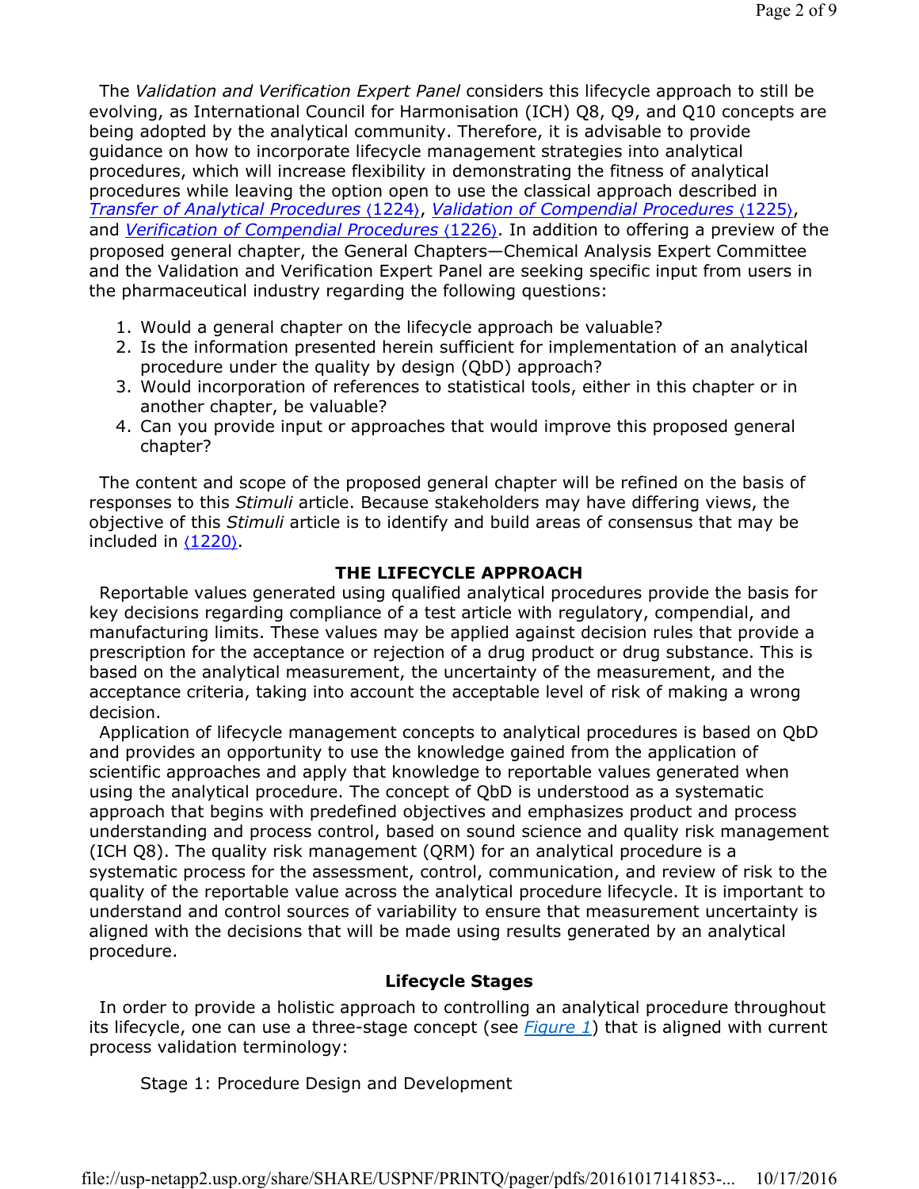The *Validation and Verification Expert Panel* considers this lifecycle approach to still be evolving, as International Council for Harmonisation (ICH) Q8, Q9, and Q10 concepts are being adopted by the analytical community. Therefore, it is advisable to provide guidance on how to incorporate lifecycle management strategies into analytical procedures, which will increase flexibility in demonstrating the fitness of analytical procedures while leaving the option open to use the classical approach described in *Transfer of Analytical Procedures* ⟨1224⟩, *Validation of Compendial Procedures* ⟨1225⟩, and *Verification of Compendial Procedures* ⟨1226⟩. In addition to offering a preview of the proposed general chapter, the General Chapters—Chemical Analysis Expert Committee and the Validation and Verification Expert Panel are seeking specific input from users in the pharmaceutical industry regarding the following questions:

1. Would a general chapter on the lifecycle approach be valuable?
2. Is the information presented herein sufficient for implementation of an analytical procedure under the quality by design (QbD) approach?
3. Would incorporation of references to statistical tools, either in this chapter or in another chapter, be valuable?
4. Can you provide input or approaches that would improve this proposed general chapter?

The content and scope of the proposed general chapter will be refined on the basis of responses to this *Stimuli* article. Because stakeholders may have differing views, the objective of this *Stimuli* article is to identify and build areas of consensus that may be included in ⟨1220⟩.

## THE LIFECYCLE APPROACH

Reportable values generated using qualified analytical procedures provide the basis for key decisions regarding compliance of a test article with regulatory, compendial, and manufacturing limits. These values may be applied against decision rules that provide a prescription for the acceptance or rejection of a drug product or drug substance. This is based on the analytical measurement, the uncertainty of the measurement, and the acceptance criteria, taking into account the acceptable level of risk of making a wrong decision.

Application of lifecycle management concepts to analytical procedures is based on QbD and provides an opportunity to use the knowledge gained from the application of scientific approaches and apply that knowledge to reportable values generated when using the analytical procedure. The concept of QbD is understood as a systematic approach that begins with predefined objectives and emphasizes product and process understanding and process control, based on sound science and quality risk management (ICH Q8). The quality risk management (QRM) for an analytical procedure is a systematic process for the assessment, control, communication, and review of risk to the quality of the reportable value across the analytical procedure lifecycle. It is important to understand and control sources of variability to ensure that measurement uncertainty is aligned with the decisions that will be made using results generated by an analytical procedure.

### Lifecycle Stages

In order to provide a holistic approach to controlling an analytical procedure throughout its lifecycle, one can use a three-stage concept (see *Figure 1*) that is aligned with current process validation terminology:

Stage 1: Procedure Design and Development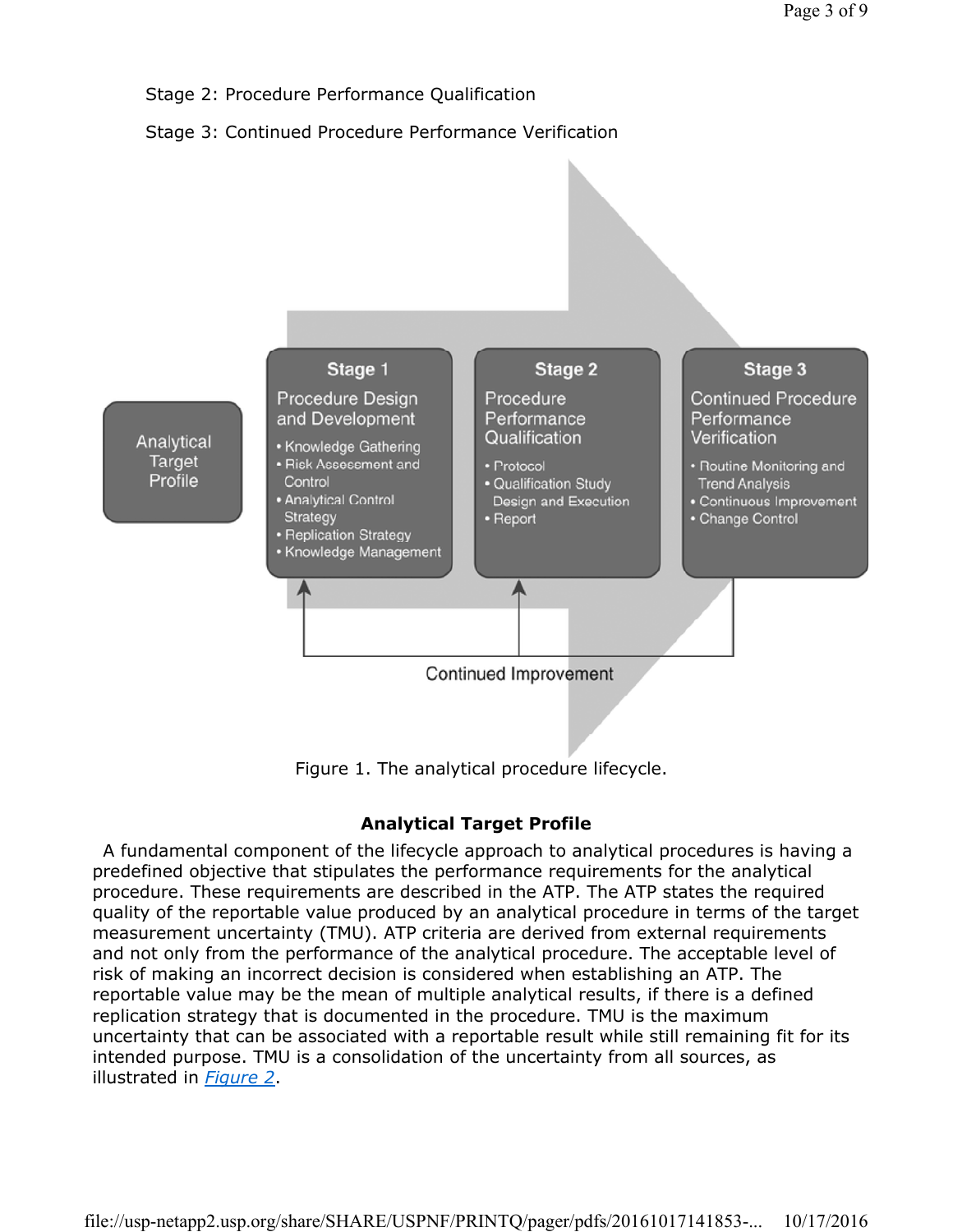Stage 2: Procedure Performance Qualification

Stage 3: Continued Procedure Performance Verification

Analytical Target Profile

**Stage 1**
Procedure Design and Development
- Knowledge Gathering
- Risk Assessment and Control
- Analytical Control Strategy
- Replication Strategy
- Knowledge Management

**Stage 2**
Procedure Performance Qualification
- Protocol
- Qualification Study Design and Execution
- Report

**Stage 3**
Continued Procedure Performance Verification
- Routine Monitoring and Trend Analysis
- Continuous Improvement
- Change Control

Continued Improvement

Figure 1. The analytical procedure lifecycle.

## Analytical Target Profile

A fundamental component of the lifecycle approach to analytical procedures is having a predefined objective that stipulates the performance requirements for the analytical procedure. These requirements are described in the ATP. The ATP states the required quality of the reportable value produced by an analytical procedure in terms of the target measurement uncertainty (TMU). ATP criteria are derived from external requirements and not only from the performance of the analytical procedure. The acceptable level of risk of making an incorrect decision is considered when establishing an ATP. The reportable value may be the mean of multiple analytical results, if there is a defined replication strategy that is documented in the procedure. TMU is the maximum uncertainty that can be associated with a reportable result while still remaining fit for its intended purpose. TMU is a consolidation of the uncertainty from all sources, as illustrated in *Figure 2*.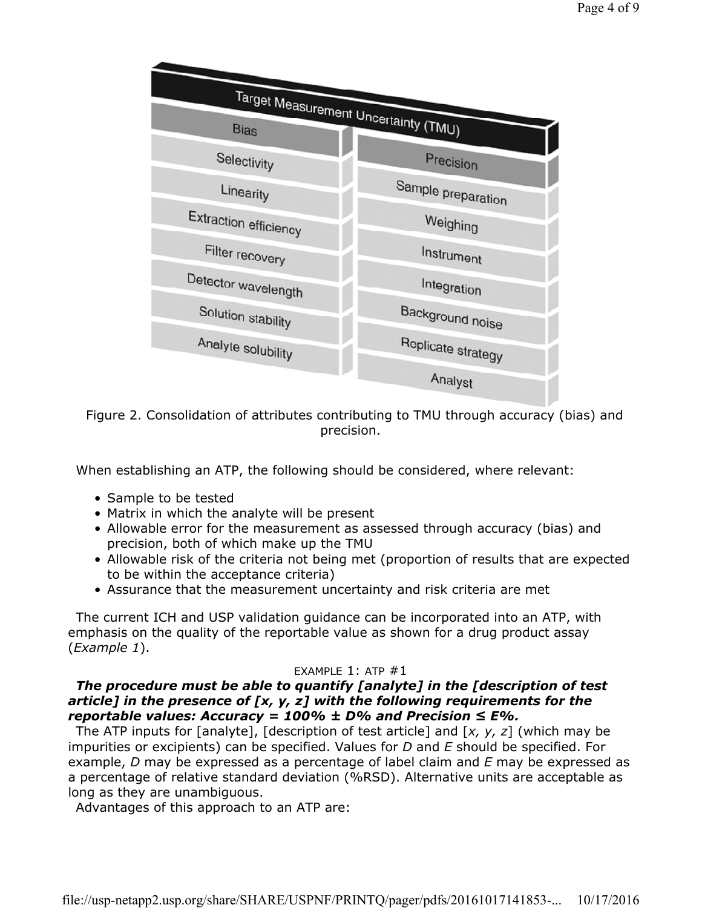| Target Measurement Uncertainty (TMU) | |
|---|---|
| **Bias** | **Precision** |
| Selectivity | Sample preparation |
| Linearity | Weighing |
| Extraction efficiency | Instrument |
| Filter recovery | Integration |
| Detector wavelength | Background noise |
| Solution stability | Replicate strategy |
| Analyte solubility | Analyst |

Figure 2. Consolidation of attributes contributing to TMU through accuracy (bias) and precision.

When establishing an ATP, the following should be considered, where relevant:

- Sample to be tested
- Matrix in which the analyte will be present
- Allowable error for the measurement as assessed through accuracy (bias) and precision, both of which make up the TMU
- Allowable risk of the criteria not being met (proportion of results that are expected to be within the acceptance criteria)
- Assurance that the measurement uncertainty and risk criteria are met

The current ICH and USP validation guidance can be incorporated into an ATP, with emphasis on the quality of the reportable value as shown for a drug product assay (*Example 1*).

EXAMPLE 1: ATP #1

***The procedure must be able to quantify [analyte] in the [description of test article] in the presence of [x, y, z] with the following requirements for the reportable values: Accuracy = 100% ± D% and Precision ≤ E%.***

The ATP inputs for [analyte], [description of test article] and [*x, y, z*] (which may be impurities or excipients) can be specified. Values for *D* and *E* should be specified. For example, *D* may be expressed as a percentage of label claim and *E* may be expressed as a percentage of relative standard deviation (%RSD). Alternative units are acceptable as long as they are unambiguous.

Advantages of this approach to an ATP are: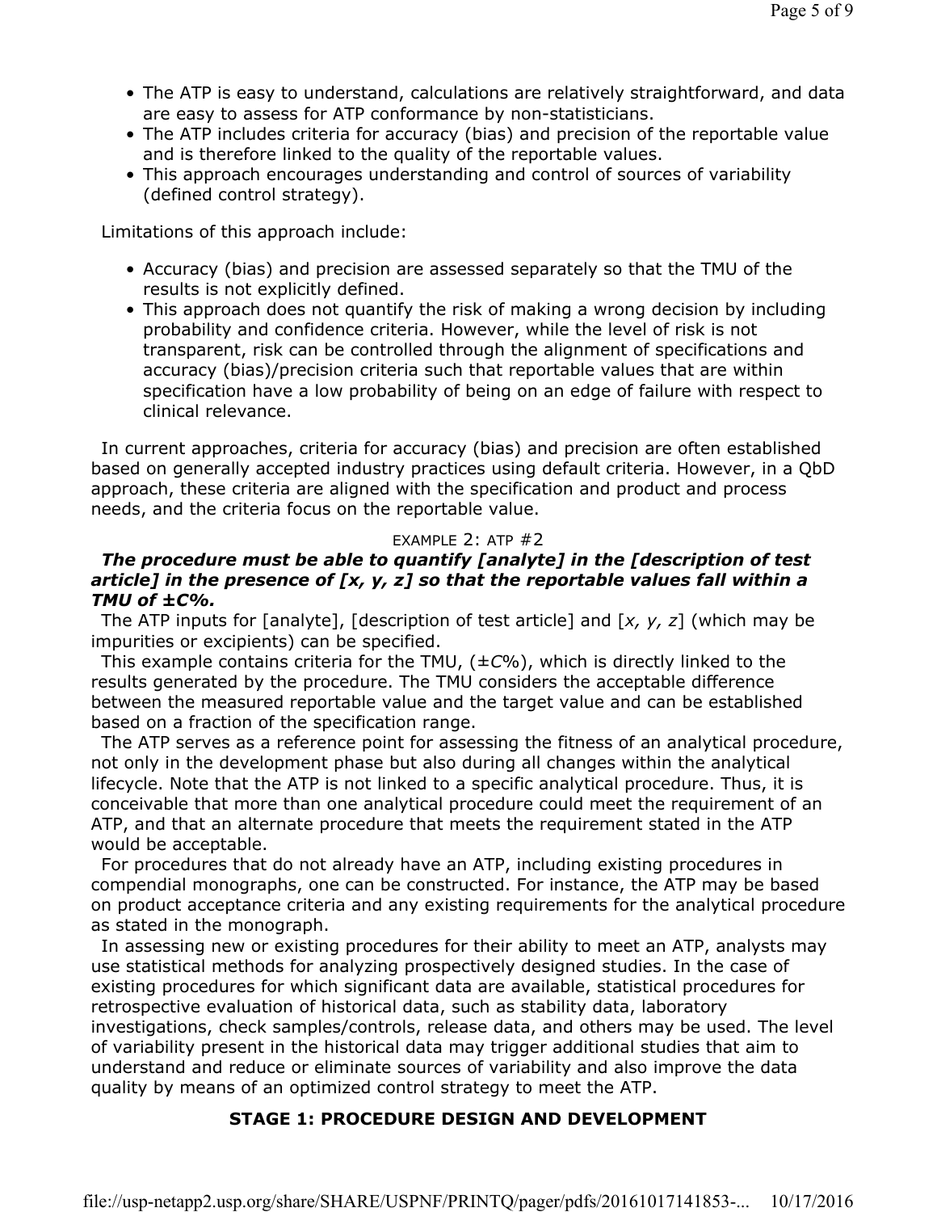- The ATP is easy to understand, calculations are relatively straightforward, and data are easy to assess for ATP conformance by non-statisticians.
- The ATP includes criteria for accuracy (bias) and precision of the reportable value and is therefore linked to the quality of the reportable values.
- This approach encourages understanding and control of sources of variability (defined control strategy).

Limitations of this approach include:

- Accuracy (bias) and precision are assessed separately so that the TMU of the results is not explicitly defined.
- This approach does not quantify the risk of making a wrong decision by including probability and confidence criteria. However, while the level of risk is not transparent, risk can be controlled through the alignment of specifications and accuracy (bias)/precision criteria such that reportable values that are within specification have a low probability of being on an edge of failure with respect to clinical relevance.

In current approaches, criteria for accuracy (bias) and precision are often established based on generally accepted industry practices using default criteria. However, in a QbD approach, these criteria are aligned with the specification and product and process needs, and the criteria focus on the reportable value.

EXAMPLE 2: ATP #2

***The procedure must be able to quantify [analyte] in the [description of test article] in the presence of [x, y, z] so that the reportable values fall within a TMU of ±C%.***

The ATP inputs for [analyte], [description of test article] and [*x, y, z*] (which may be impurities or excipients) can be specified.

This example contains criteria for the TMU, (±*C*%), which is directly linked to the results generated by the procedure. The TMU considers the acceptable difference between the measured reportable value and the target value and can be established based on a fraction of the specification range.

The ATP serves as a reference point for assessing the fitness of an analytical procedure, not only in the development phase but also during all changes within the analytical lifecycle. Note that the ATP is not linked to a specific analytical procedure. Thus, it is conceivable that more than one analytical procedure could meet the requirement of an ATP, and that an alternate procedure that meets the requirement stated in the ATP would be acceptable.

For procedures that do not already have an ATP, including existing procedures in compendial monographs, one can be constructed. For instance, the ATP may be based on product acceptance criteria and any existing requirements for the analytical procedure as stated in the monograph.

In assessing new or existing procedures for their ability to meet an ATP, analysts may use statistical methods for analyzing prospectively designed studies. In the case of existing procedures for which significant data are available, statistical procedures for retrospective evaluation of historical data, such as stability data, laboratory investigations, check samples/controls, release data, and others may be used. The level of variability present in the historical data may trigger additional studies that aim to understand and reduce or eliminate sources of variability and also improve the data quality by means of an optimized control strategy to meet the ATP.

## STAGE 1: PROCEDURE DESIGN AND DEVELOPMENT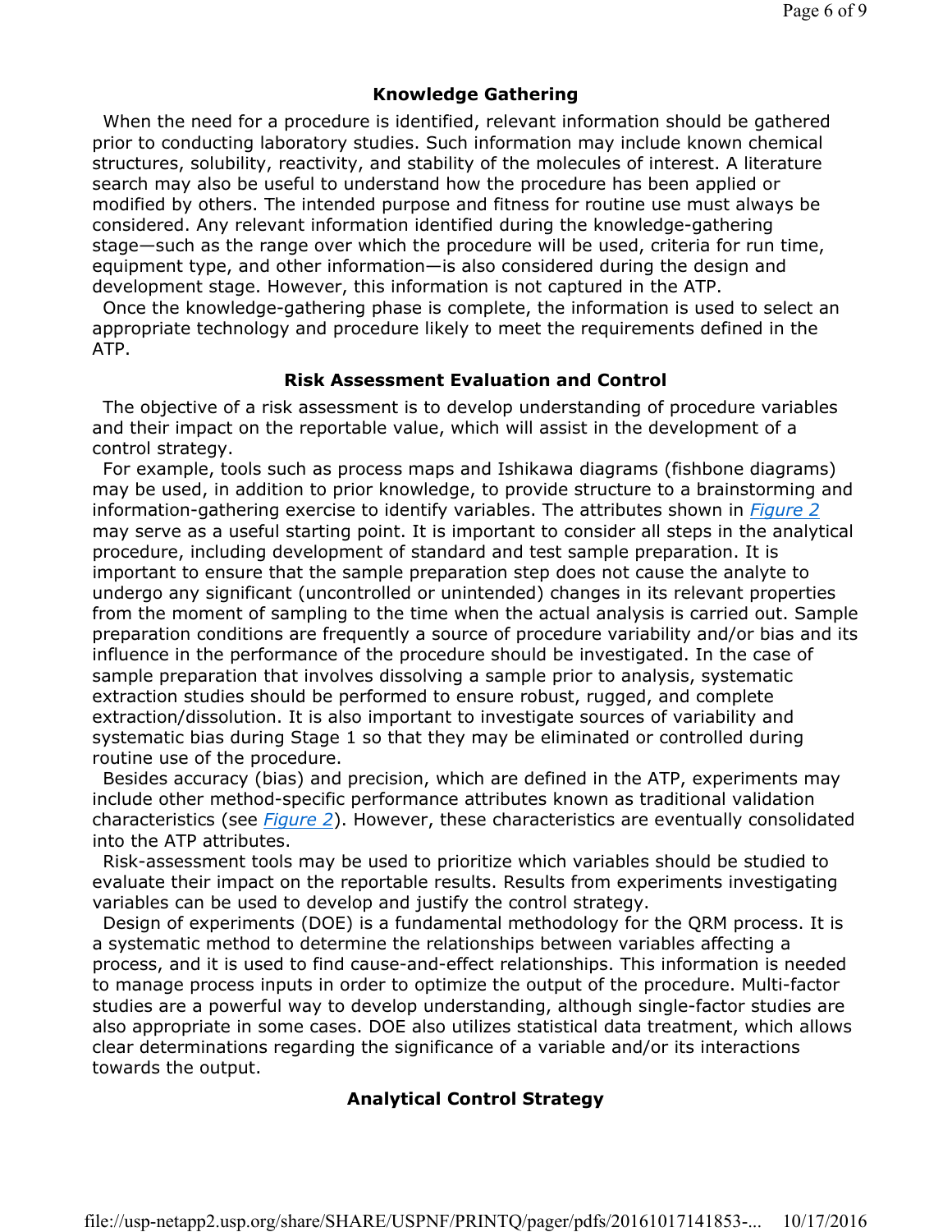### Knowledge Gathering

When the need for a procedure is identified, relevant information should be gathered prior to conducting laboratory studies. Such information may include known chemical structures, solubility, reactivity, and stability of the molecules of interest. A literature search may also be useful to understand how the procedure has been applied or modified by others. The intended purpose and fitness for routine use must always be considered. Any relevant information identified during the knowledge-gathering stage—such as the range over which the procedure will be used, criteria for run time, equipment type, and other information—is also considered during the design and development stage. However, this information is not captured in the ATP.

Once the knowledge-gathering phase is complete, the information is used to select an appropriate technology and procedure likely to meet the requirements defined in the ATP.

### Risk Assessment Evaluation and Control

The objective of a risk assessment is to develop understanding of procedure variables and their impact on the reportable value, which will assist in the development of a control strategy.

For example, tools such as process maps and Ishikawa diagrams (fishbone diagrams) may be used, in addition to prior knowledge, to provide structure to a brainstorming and information-gathering exercise to identify variables. The attributes shown in *Figure 2* may serve as a useful starting point. It is important to consider all steps in the analytical procedure, including development of standard and test sample preparation. It is important to ensure that the sample preparation step does not cause the analyte to undergo any significant (uncontrolled or unintended) changes in its relevant properties from the moment of sampling to the time when the actual analysis is carried out. Sample preparation conditions are frequently a source of procedure variability and/or bias and its influence in the performance of the procedure should be investigated. In the case of sample preparation that involves dissolving a sample prior to analysis, systematic extraction studies should be performed to ensure robust, rugged, and complete extraction/dissolution. It is also important to investigate sources of variability and systematic bias during Stage 1 so that they may be eliminated or controlled during routine use of the procedure.

Besides accuracy (bias) and precision, which are defined in the ATP, experiments may include other method-specific performance attributes known as traditional validation characteristics (see *Figure 2*). However, these characteristics are eventually consolidated into the ATP attributes.

Risk-assessment tools may be used to prioritize which variables should be studied to evaluate their impact on the reportable results. Results from experiments investigating variables can be used to develop and justify the control strategy.

Design of experiments (DOE) is a fundamental methodology for the QRM process. It is a systematic method to determine the relationships between variables affecting a process, and it is used to find cause-and-effect relationships. This information is needed to manage process inputs in order to optimize the output of the procedure. Multi-factor studies are a powerful way to develop understanding, although single-factor studies are also appropriate in some cases. DOE also utilizes statistical data treatment, which allows clear determinations regarding the significance of a variable and/or its interactions towards the output.

### Analytical Control Strategy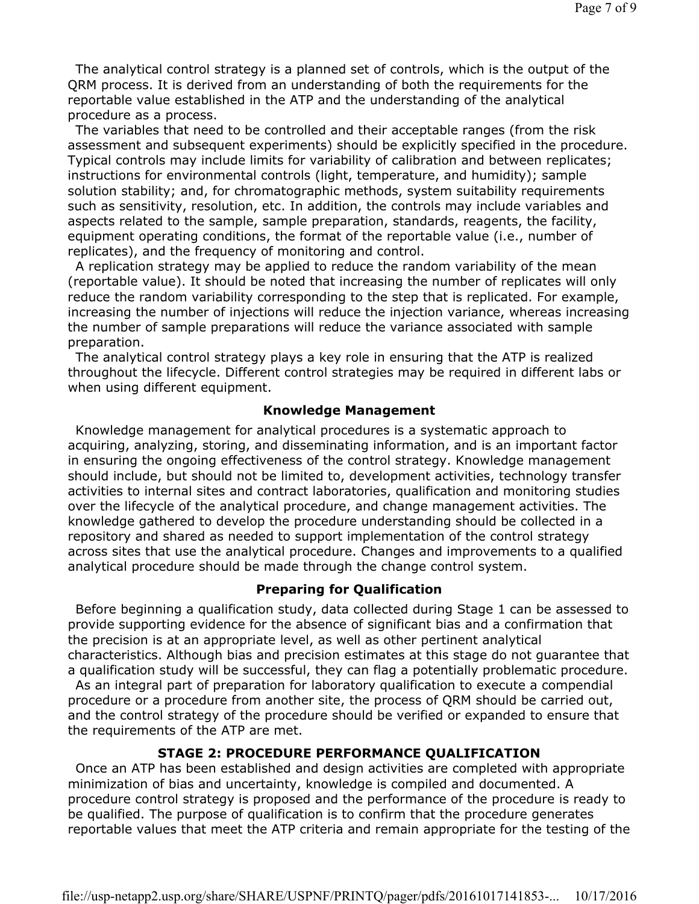The analytical control strategy is a planned set of controls, which is the output of the QRM process. It is derived from an understanding of both the requirements for the reportable value established in the ATP and the understanding of the analytical procedure as a process.

The variables that need to be controlled and their acceptable ranges (from the risk assessment and subsequent experiments) should be explicitly specified in the procedure. Typical controls may include limits for variability of calibration and between replicates; instructions for environmental controls (light, temperature, and humidity); sample solution stability; and, for chromatographic methods, system suitability requirements such as sensitivity, resolution, etc. In addition, the controls may include variables and aspects related to the sample, sample preparation, standards, reagents, the facility, equipment operating conditions, the format of the reportable value (i.e., number of replicates), and the frequency of monitoring and control.

A replication strategy may be applied to reduce the random variability of the mean (reportable value). It should be noted that increasing the number of replicates will only reduce the random variability corresponding to the step that is replicated. For example, increasing the number of injections will reduce the injection variance, whereas increasing the number of sample preparations will reduce the variance associated with sample preparation.

The analytical control strategy plays a key role in ensuring that the ATP is realized throughout the lifecycle. Different control strategies may be required in different labs or when using different equipment.

### Knowledge Management

Knowledge management for analytical procedures is a systematic approach to acquiring, analyzing, storing, and disseminating information, and is an important factor in ensuring the ongoing effectiveness of the control strategy. Knowledge management should include, but should not be limited to, development activities, technology transfer activities to internal sites and contract laboratories, qualification and monitoring studies over the lifecycle of the analytical procedure, and change management activities. The knowledge gathered to develop the procedure understanding should be collected in a repository and shared as needed to support implementation of the control strategy across sites that use the analytical procedure. Changes and improvements to a qualified analytical procedure should be made through the change control system.

### Preparing for Qualification

Before beginning a qualification study, data collected during Stage 1 can be assessed to provide supporting evidence for the absence of significant bias and a confirmation that the precision is at an appropriate level, as well as other pertinent analytical characteristics. Although bias and precision estimates at this stage do not guarantee that a qualification study will be successful, they can flag a potentially problematic procedure.

As an integral part of preparation for laboratory qualification to execute a compendial procedure or a procedure from another site, the process of QRM should be carried out, and the control strategy of the procedure should be verified or expanded to ensure that the requirements of the ATP are met.

## STAGE 2: PROCEDURE PERFORMANCE QUALIFICATION

Once an ATP has been established and design activities are completed with appropriate minimization of bias and uncertainty, knowledge is compiled and documented. A procedure control strategy is proposed and the performance of the procedure is ready to be qualified. The purpose of qualification is to confirm that the procedure generates reportable values that meet the ATP criteria and remain appropriate for the testing of the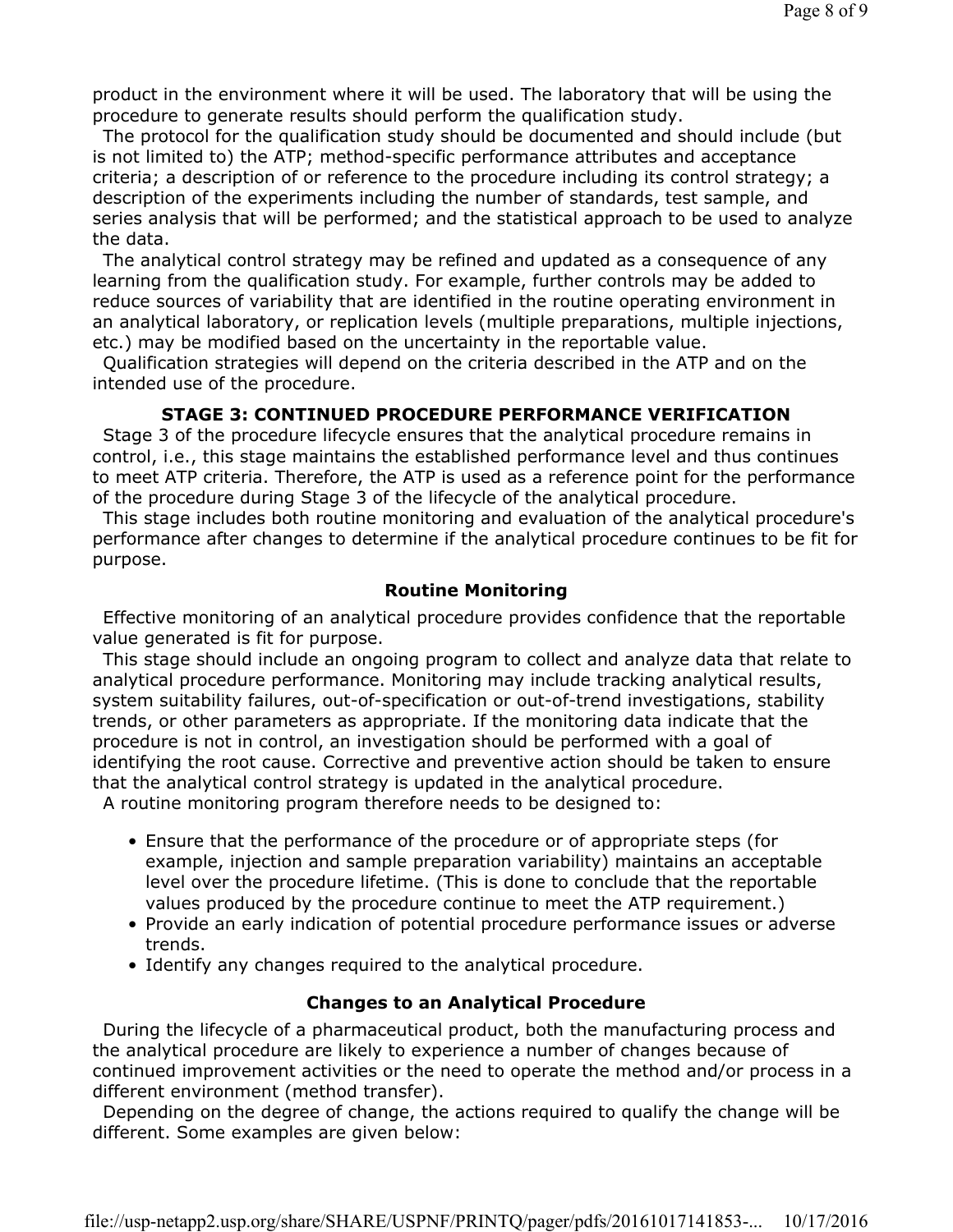product in the environment where it will be used. The laboratory that will be using the procedure to generate results should perform the qualification study.

The protocol for the qualification study should be documented and should include (but is not limited to) the ATP; method-specific performance attributes and acceptance criteria; a description of or reference to the procedure including its control strategy; a description of the experiments including the number of standards, test sample, and series analysis that will be performed; and the statistical approach to be used to analyze the data.

The analytical control strategy may be refined and updated as a consequence of any learning from the qualification study. For example, further controls may be added to reduce sources of variability that are identified in the routine operating environment in an analytical laboratory, or replication levels (multiple preparations, multiple injections, etc.) may be modified based on the uncertainty in the reportable value.

Qualification strategies will depend on the criteria described in the ATP and on the intended use of the procedure.

## STAGE 3: CONTINUED PROCEDURE PERFORMANCE VERIFICATION

Stage 3 of the procedure lifecycle ensures that the analytical procedure remains in control, i.e., this stage maintains the established performance level and thus continues to meet ATP criteria. Therefore, the ATP is used as a reference point for the performance of the procedure during Stage 3 of the lifecycle of the analytical procedure.

This stage includes both routine monitoring and evaluation of the analytical procedure's performance after changes to determine if the analytical procedure continues to be fit for purpose.

### Routine Monitoring

Effective monitoring of an analytical procedure provides confidence that the reportable value generated is fit for purpose.

This stage should include an ongoing program to collect and analyze data that relate to analytical procedure performance. Monitoring may include tracking analytical results, system suitability failures, out-of-specification or out-of-trend investigations, stability trends, or other parameters as appropriate. If the monitoring data indicate that the procedure is not in control, an investigation should be performed with a goal of identifying the root cause. Corrective and preventive action should be taken to ensure that the analytical control strategy is updated in the analytical procedure.

A routine monitoring program therefore needs to be designed to:

- Ensure that the performance of the procedure or of appropriate steps (for example, injection and sample preparation variability) maintains an acceptable level over the procedure lifetime. (This is done to conclude that the reportable values produced by the procedure continue to meet the ATP requirement.)
- Provide an early indication of potential procedure performance issues or adverse trends.
- Identify any changes required to the analytical procedure.

### Changes to an Analytical Procedure

During the lifecycle of a pharmaceutical product, both the manufacturing process and the analytical procedure are likely to experience a number of changes because of continued improvement activities or the need to operate the method and/or process in a different environment (method transfer).

Depending on the degree of change, the actions required to qualify the change will be different. Some examples are given below: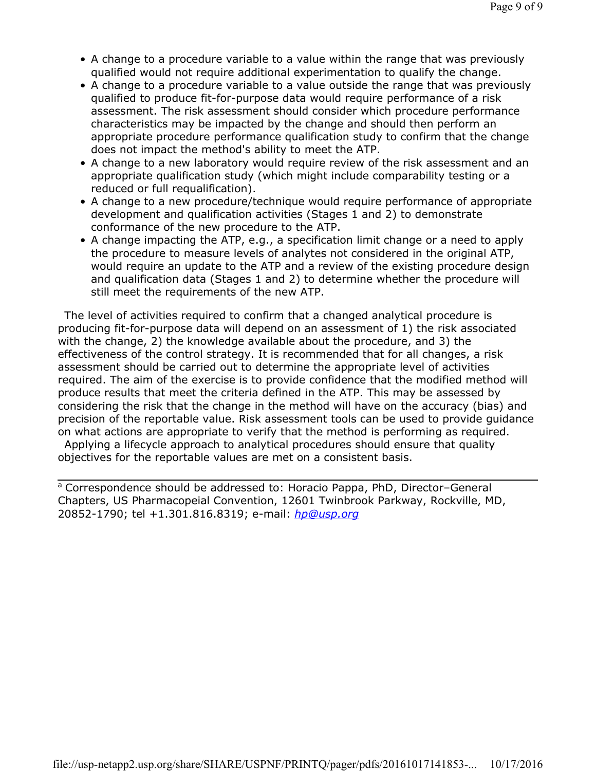- A change to a procedure variable to a value within the range that was previously qualified would not require additional experimentation to qualify the change.
- A change to a procedure variable to a value outside the range that was previously qualified to produce fit-for-purpose data would require performance of a risk assessment. The risk assessment should consider which procedure performance characteristics may be impacted by the change and should then perform an appropriate procedure performance qualification study to confirm that the change does not impact the method's ability to meet the ATP.
- A change to a new laboratory would require review of the risk assessment and an appropriate qualification study (which might include comparability testing or a reduced or full requalification).
- A change to a new procedure/technique would require performance of appropriate development and qualification activities (Stages 1 and 2) to demonstrate conformance of the new procedure to the ATP.
- A change impacting the ATP, e.g., a specification limit change or a need to apply the procedure to measure levels of analytes not considered in the original ATP, would require an update to the ATP and a review of the existing procedure design and qualification data (Stages 1 and 2) to determine whether the procedure will still meet the requirements of the new ATP.

The level of activities required to confirm that a changed analytical procedure is producing fit-for-purpose data will depend on an assessment of 1) the risk associated with the change, 2) the knowledge available about the procedure, and 3) the effectiveness of the control strategy. It is recommended that for all changes, a risk assessment should be carried out to determine the appropriate level of activities required. The aim of the exercise is to provide confidence that the modified method will produce results that meet the criteria defined in the ATP. This may be assessed by considering the risk that the change in the method will have on the accuracy (bias) and precision of the reportable value. Risk assessment tools can be used to provide guidance on what actions are appropriate to verify that the method is performing as required.

Applying a lifecycle approach to analytical procedures should ensure that quality objectives for the reportable values are met on a consistent basis.

---

[a] Correspondence should be addressed to: Horacio Pappa, PhD, Director–General Chapters, US Pharmacopeial Convention, 12601 Twinbrook Parkway, Rockville, MD, 20852-1790; tel +1.301.816.8319; e-mail: hp@usp.org